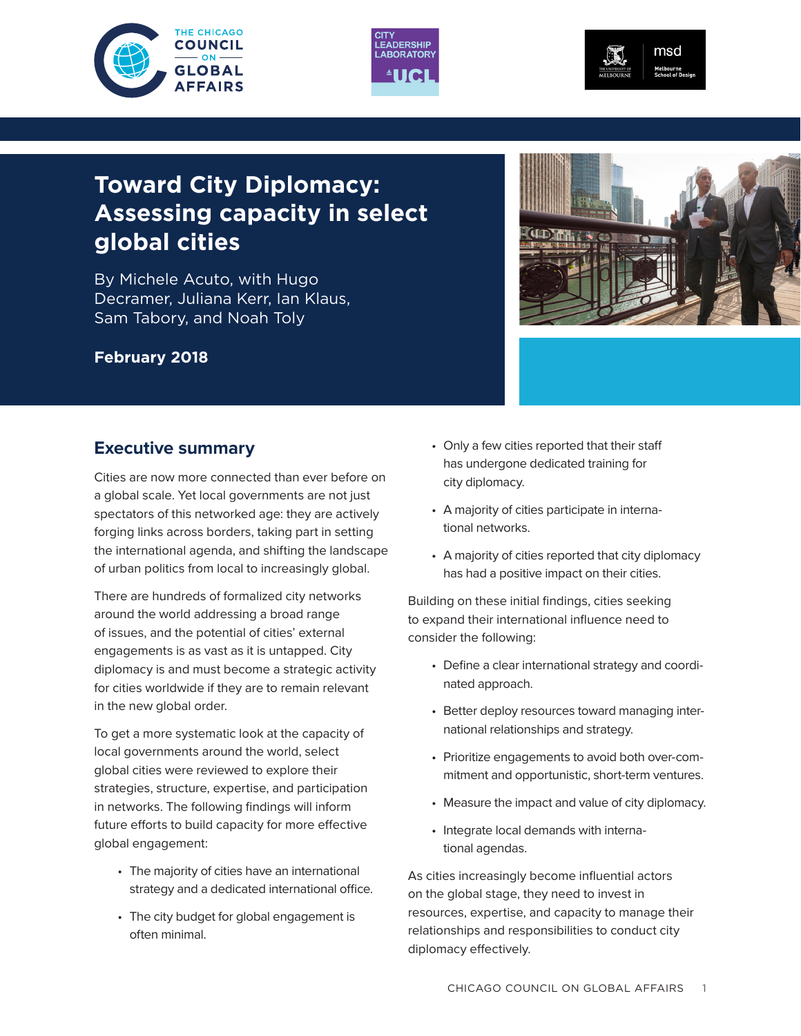# Toward City Diplomacy: Assessing capacity in select global cities

By Michele Acuto, with Hugo Decramer, Juliana Kerr, Ian Klaus, Sam Tabory, and Noah Toly

**February 2018**

## Executive summary

Cities are now more connected than ever before on a global scale. Yet local governments are not just spectators of this networked age: they are actively forging links across borders, taking part in setting the international agenda, and shifting the landscape of urban politics from local to increasingly global.

There are hundreds of formalized city networks around the world addressing a broad range of issues, and the potential of cities' external engagements is as vast as it is untapped. City diplomacy is and must become a strategic activity for cities worldwide if they are to remain relevant in the new global order.

To get a more systematic look at the capacity of local governments around the world, select global cities were reviewed to explore their strategies, structure, expertise, and participation in networks. The following findings will inform future efforts to build capacity for more effective global engagement:

- The majority of cities have an international strategy and a dedicated international office.
- The city budget for global engagement is often minimal.
- Only a few cities reported that their staff has undergone dedicated training for city diplomacy.
- A majority of cities participate in international networks.
- A majority of cities reported that city diplomacy has had a positive impact on their cities.

Building on these initial findings, cities seeking to expand their international influence need to consider the following:

- Define a clear international strategy and coordinated approach.
- Better deploy resources toward managing international relationships and strategy.
- Prioritize engagements to avoid both over-commitment and opportunistic, short-term ventures.
- Measure the impact and value of city diplomacy.
- Integrate local demands with international agendas.

As cities increasingly become influential actors on the global stage, they need to invest in resources, expertise, and capacity to manage their relationships and responsibilities to conduct city diplomacy effectively.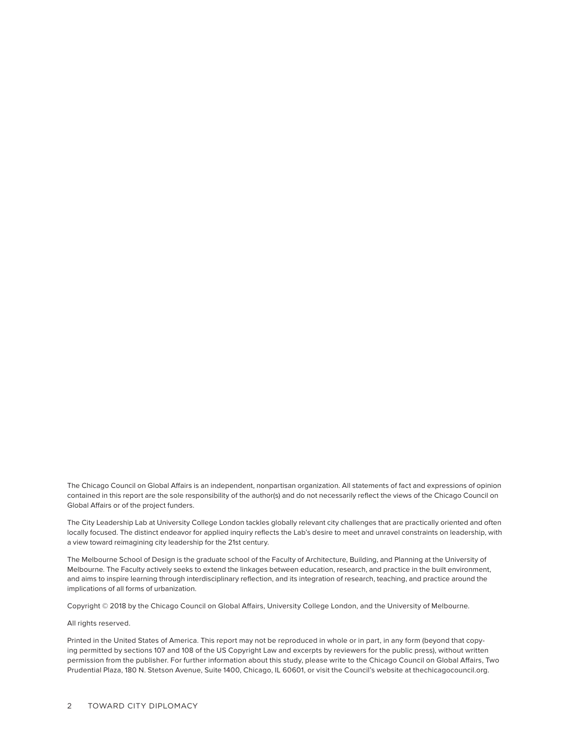The Chicago Council on Global Affairs is an independent, nonpartisan organization. All statements of fact and expressions of opinion contained in this report are the sole responsibility of the author(s) and do not necessarily reflect the views of the Chicago Council on Global Affairs or of the project funders.

The City Leadership Lab at University College London tackles globally relevant city challenges that are practically oriented and often locally focused. The distinct endeavor for applied inquiry reflects the Lab's desire to meet and unravel constraints on leadership, with a view toward reimagining city leadership for the 21st century.

The Melbourne School of Design is the graduate school of the Faculty of Architecture, Building, and Planning at the University of Melbourne. The Faculty actively seeks to extend the linkages between education, research, and practice in the built environment, and aims to inspire learning through interdisciplinary reflection, and its integration of research, teaching, and practice around the implications of all forms of urbanization.

Copyright © 2018 by the Chicago Council on Global Affairs, University College London, and the University of Melbourne.

All rights reserved.

Printed in the United States of America. This report may not be reproduced in whole or in part, in any form (beyond that copying permitted by sections 107 and 108 of the US Copyright Law and excerpts by reviewers for the public press), without written permission from the publisher. For further information about this study, please write to the Chicago Council on Global Affairs, Two Prudential Plaza, 180 N. Stetson Avenue, Suite 1400, Chicago, IL 60601, or visit the Council's website at thechicagocouncil.org.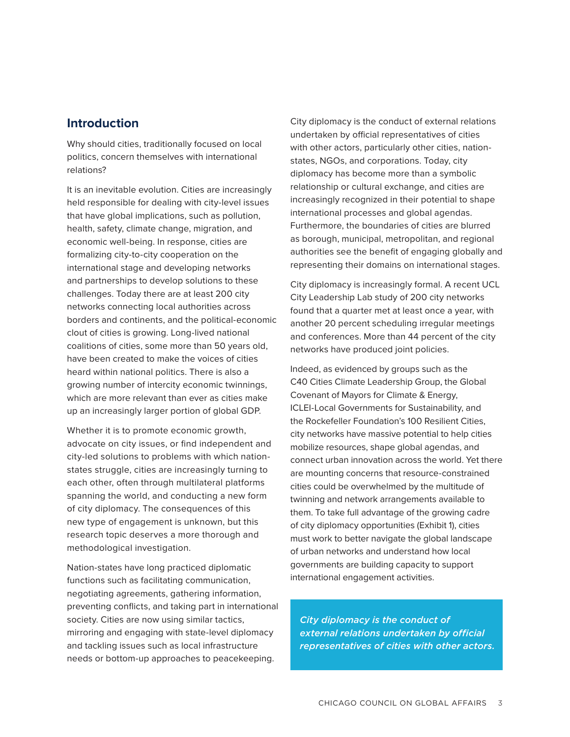## Introduction

Why should cities, traditionally focused on local politics, concern themselves with international relations?

It is an inevitable evolution. Cities are increasingly held responsible for dealing with city-level issues that have global implications, such as pollution, health, safety, climate change, migration, and economic well-being. In response, cities are formalizing city-to-city cooperation on the international stage and developing networks and partnerships to develop solutions to these challenges. Today there are at least 200 city networks connecting local authorities across borders and continents, and the political-economic clout of cities is growing. Long-lived national coalitions of cities, some more than 50 years old, have been created to make the voices of cities heard within national politics. There is also a growing number of intercity economic twinnings, which are more relevant than ever as cities make up an increasingly larger portion of global GDP.

Whether it is to promote economic growth, advocate on city issues, or find independent and city-led solutions to problems with which nation-states struggle, cities are increasingly turning to each other, often through multilateral platforms spanning the world, and conducting a new form of city diplomacy. The consequences of this new type of engagement is unknown, but this research topic deserves a more thorough and methodological investigation.

Nation-states have long practiced diplomatic functions such as facilitating communication, negotiating agreements, gathering information, preventing conflicts, and taking part in international society. Cities are now using similar tactics, mirroring and engaging with state-level diplomacy and tackling issues such as local infrastructure needs or bottom-up approaches to peacekeeping.

City diplomacy is the conduct of external relations undertaken by official representatives of cities with other actors, particularly other cities, nation-states, NGOs, and corporations. Today, city diplomacy has become more than a symbolic relationship or cultural exchange, and cities are increasingly recognized in their potential to shape international processes and global agendas. Furthermore, the boundaries of cities are blurred as borough, municipal, metropolitan, and regional authorities see the benefit of engaging globally and representing their domains on international stages.

City diplomacy is increasingly formal. A recent UCL City Leadership Lab study of 200 city networks found that a quarter met at least once a year, with another 20 percent scheduling irregular meetings and conferences. More than 44 percent of the city networks have produced joint policies.

Indeed, as evidenced by groups such as the C40 Cities Climate Leadership Group, the Global Covenant of Mayors for Climate & Energy, ICLEI-Local Governments for Sustainability, and the Rockefeller Foundation's 100 Resilient Cities, city networks have massive potential to help cities mobilize resources, shape global agendas, and connect urban innovation across the world. Yet there are mounting concerns that resource-constrained cities could be overwhelmed by the multitude of twinning and network arrangements available to them. To take full advantage of the growing cadre of city diplomacy opportunities (Exhibit 1), cities must work to better navigate the global landscape of urban networks and understand how local governments are building capacity to support international engagement activities.

*City diplomacy is the conduct of external relations undertaken by official representatives of cities with other actors.*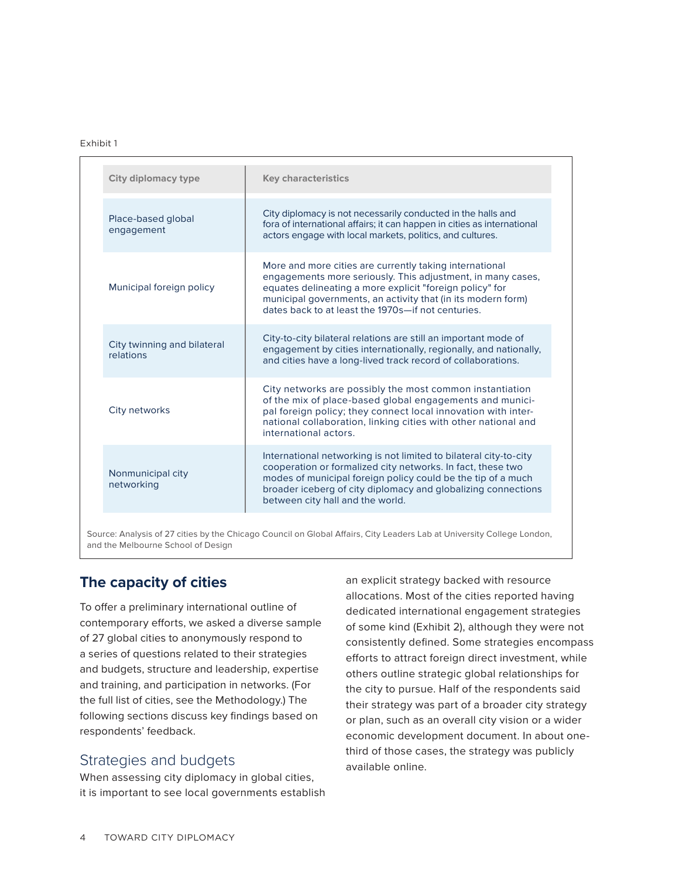Exhibit 1

| City diplomacy type | Key characteristics |
| --- | --- |
| Place-based global engagement | City diplomacy is not necessarily conducted in the halls and fora of international affairs; it can happen in cities as international actors engage with local markets, politics, and cultures. |
| Municipal foreign policy | More and more cities are currently taking international engagements more seriously. This adjustment, in many cases, equates delineating a more explicit "foreign policy" for municipal governments, an activity that (in its modern form) dates back to at least the 1970s—if not centuries. |
| City twinning and bilateral relations | City-to-city bilateral relations are still an important mode of engagement by cities internationally, regionally, and nationally, and cities have a long-lived track record of collaborations. |
| City networks | City networks are possibly the most common instantiation of the mix of place-based global engagements and municipal foreign policy; they connect local innovation with international collaboration, linking cities with other national and international actors. |
| Nonmunicipal city networking | International networking is not limited to bilateral city-to-city cooperation or formalized city networks. In fact, these two modes of municipal foreign policy could be the tip of a much broader iceberg of city diplomacy and globalizing connections between city hall and the world. |

Source: Analysis of 27 cities by the Chicago Council on Global Affairs, City Leaders Lab at University College London, and the Melbourne School of Design

## The capacity of cities

To offer a preliminary international outline of contemporary efforts, we asked a diverse sample of 27 global cities to anonymously respond to a series of questions related to their strategies and budgets, structure and leadership, expertise and training, and participation in networks. (For the full list of cities, see the Methodology.) The following sections discuss key findings based on respondents' feedback.

### Strategies and budgets

When assessing city diplomacy in global cities, it is important to see local governments establish an explicit strategy backed with resource allocations. Most of the cities reported having dedicated international engagement strategies of some kind (Exhibit 2), although they were not consistently defined. Some strategies encompass efforts to attract foreign direct investment, while others outline strategic global relationships for the city to pursue. Half of the respondents said their strategy was part of a broader city strategy or plan, such as an overall city vision or a wider economic development document. In about one-third of those cases, the strategy was publicly available online.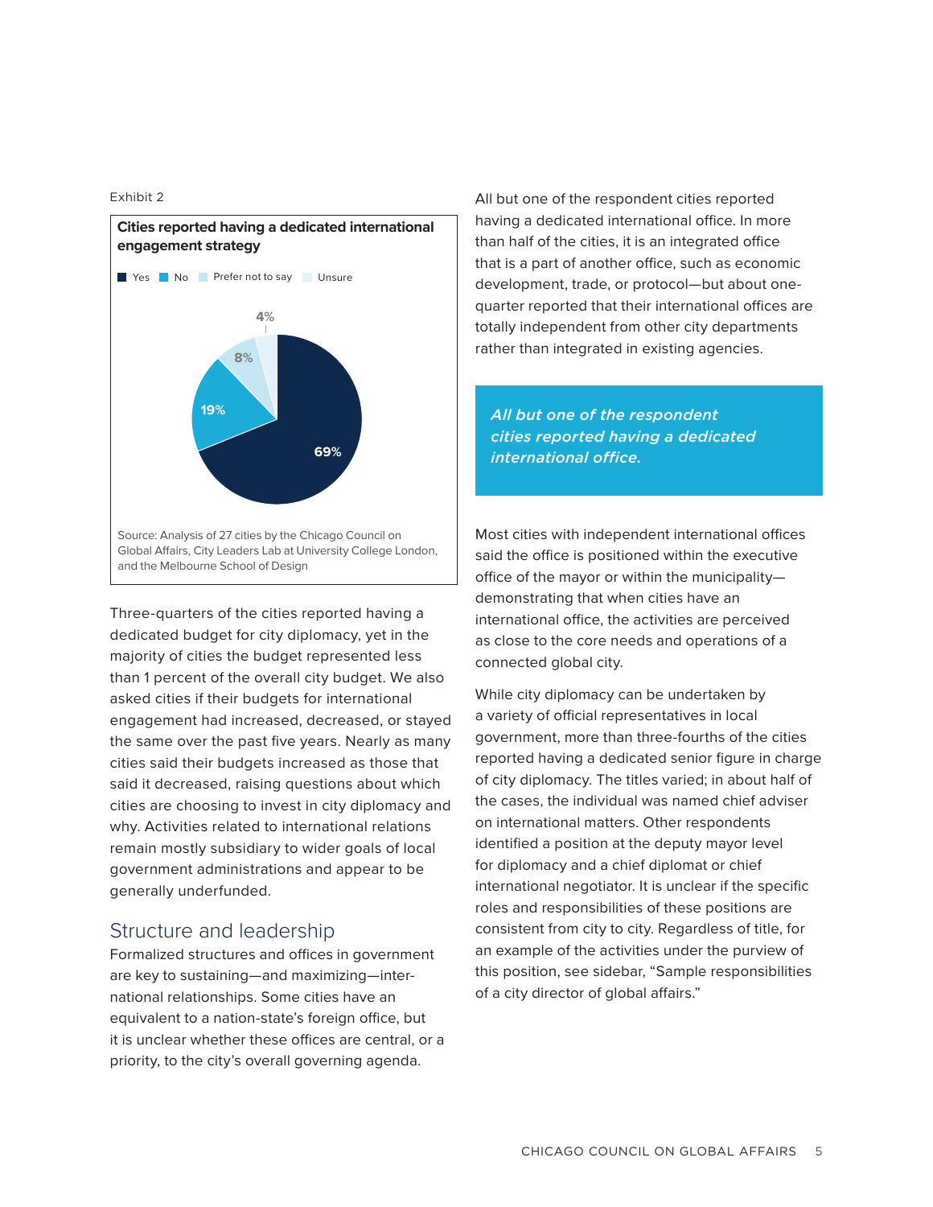Exhibit 2

**Cities reported having a dedicated international engagement strategy**

Yes | No | Prefer not to say | Unsure

| Response | Share |
|---|---|
| Yes | 69% |
| No | 19% |
| Prefer not to say | 8% |
| Unsure | 4% |

Source: Analysis of 27 cities by the Chicago Council on Global Affairs, City Leaders Lab at University College London, and the Melbourne School of Design

Three-quarters of the cities reported having a dedicated budget for city diplomacy, yet in the majority of cities the budget represented less than 1 percent of the overall city budget. We also asked cities if their budgets for international engagement had increased, decreased, or stayed the same over the past five years. Nearly as many cities said their budgets increased as those that said it decreased, raising questions about which cities are choosing to invest in city diplomacy and why. Activities related to international relations remain mostly subsidiary to wider goals of local government administrations and appear to be generally underfunded.

## Structure and leadership

Formalized structures and offices in government are key to sustaining—and maximizing—international relationships. Some cities have an equivalent to a nation-state's foreign office, but it is unclear whether these offices are central, or a priority, to the city's overall governing agenda.

All but one of the respondent cities reported having a dedicated international office. In more than half of the cities, it is an integrated office that is a part of another office, such as economic development, trade, or protocol—but about one-quarter reported that their international offices are totally independent from other city departments rather than integrated in existing agencies.

> ***All but one of the respondent cities reported having a dedicated international office.***

Most cities with independent international offices said the office is positioned within the executive office of the mayor or within the municipality—demonstrating that when cities have an international office, the activities are perceived as close to the core needs and operations of a connected global city.

While city diplomacy can be undertaken by a variety of official representatives in local government, more than three-fourths of the cities reported having a dedicated senior figure in charge of city diplomacy. The titles varied; in about half of the cases, the individual was named chief adviser on international matters. Other respondents identified a position at the deputy mayor level for diplomacy and a chief diplomat or chief international negotiator. It is unclear if the specific roles and responsibilities of these positions are consistent from city to city. Regardless of title, for an example of the activities under the purview of this position, see sidebar, "Sample responsibilities of a city director of global affairs."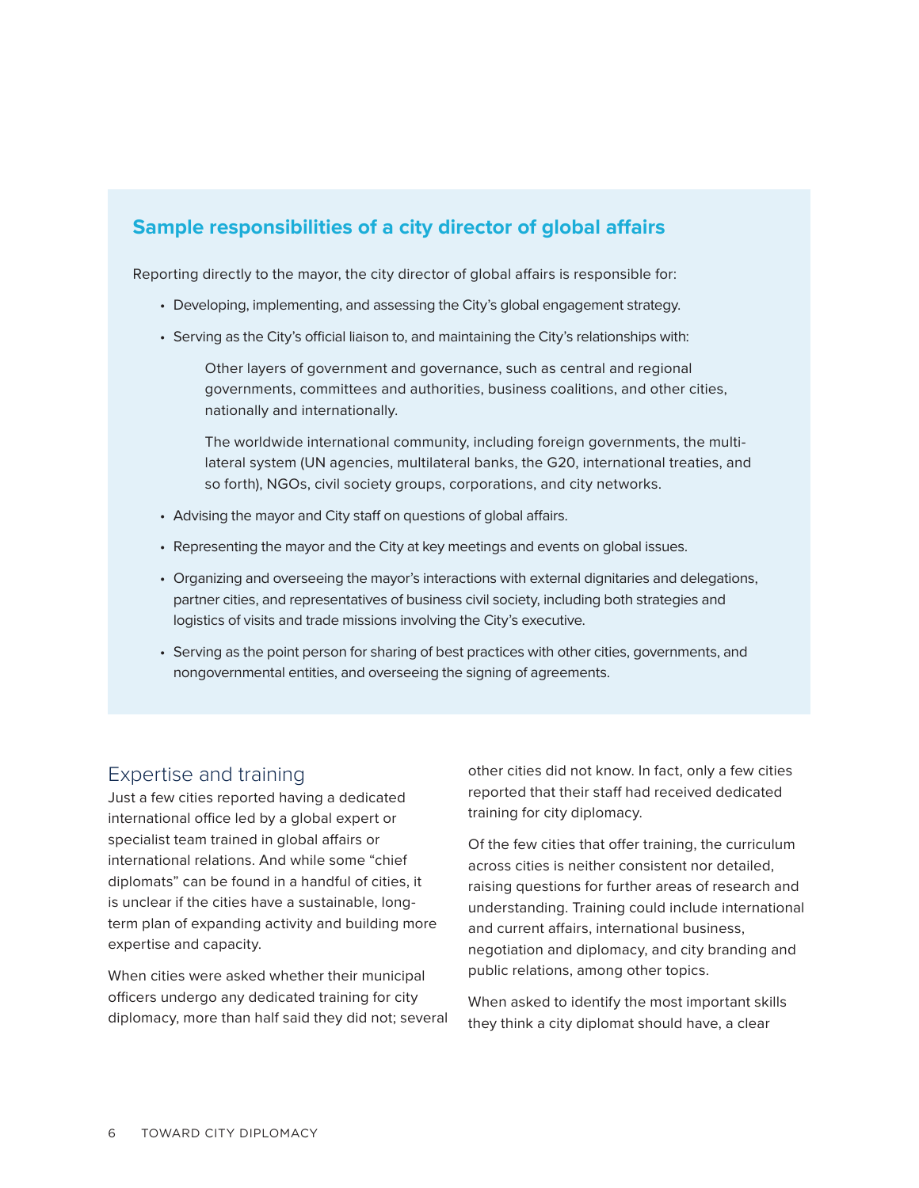## Sample responsibilities of a city director of global affairs

Reporting directly to the mayor, the city director of global affairs is responsible for:

- Developing, implementing, and assessing the City's global engagement strategy.
- Serving as the City's official liaison to, and maintaining the City's relationships with:

  Other layers of government and governance, such as central and regional governments, committees and authorities, business coalitions, and other cities, nationally and internationally.

  The worldwide international community, including foreign governments, the multilateral system (UN agencies, multilateral banks, the G20, international treaties, and so forth), NGOs, civil society groups, corporations, and city networks.

- Advising the mayor and City staff on questions of global affairs.
- Representing the mayor and the City at key meetings and events on global issues.
- Organizing and overseeing the mayor's interactions with external dignitaries and delegations, partner cities, and representatives of business civil society, including both strategies and logistics of visits and trade missions involving the City's executive.
- Serving as the point person for sharing of best practices with other cities, governments, and nongovernmental entities, and overseeing the signing of agreements.

## Expertise and training

Just a few cities reported having a dedicated international office led by a global expert or specialist team trained in global affairs or international relations. And while some "chief diplomats" can be found in a handful of cities, it is unclear if the cities have a sustainable, long-term plan of expanding activity and building more expertise and capacity.

When cities were asked whether their municipal officers undergo any dedicated training for city diplomacy, more than half said they did not; several other cities did not know. In fact, only a few cities reported that their staff had received dedicated training for city diplomacy.

Of the few cities that offer training, the curriculum across cities is neither consistent nor detailed, raising questions for further areas of research and understanding. Training could include international and current affairs, international business, negotiation and diplomacy, and city branding and public relations, among other topics.

When asked to identify the most important skills they think a city diplomat should have, a clear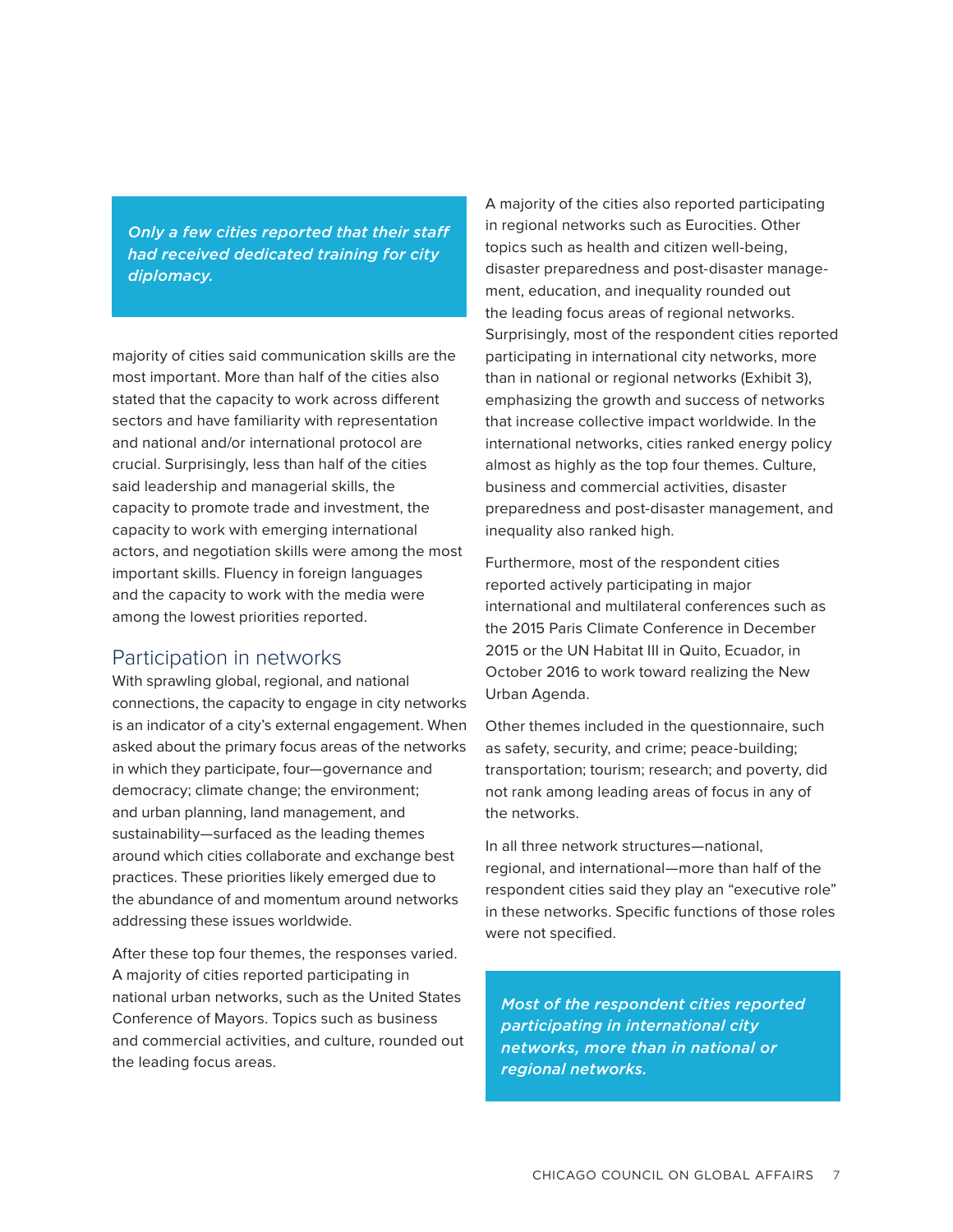*Only a few cities reported that their staff had received dedicated training for city diplomacy.*

majority of cities said communication skills are the most important. More than half of the cities also stated that the capacity to work across different sectors and have familiarity with representation and national and/or international protocol are crucial. Surprisingly, less than half of the cities said leadership and managerial skills, the capacity to promote trade and investment, the capacity to work with emerging international actors, and negotiation skills were among the most important skills. Fluency in foreign languages and the capacity to work with the media were among the lowest priorities reported.

## Participation in networks

With sprawling global, regional, and national connections, the capacity to engage in city networks is an indicator of a city's external engagement. When asked about the primary focus areas of the networks in which they participate, four—governance and democracy; climate change; the environment; and urban planning, land management, and sustainability—surfaced as the leading themes around which cities collaborate and exchange best practices. These priorities likely emerged due to the abundance of and momentum around networks addressing these issues worldwide.

After these top four themes, the responses varied. A majority of cities reported participating in national urban networks, such as the United States Conference of Mayors. Topics such as business and commercial activities, and culture, rounded out the leading focus areas.

A majority of the cities also reported participating in regional networks such as Eurocities. Other topics such as health and citizen well-being, disaster preparedness and post-disaster management, education, and inequality rounded out the leading focus areas of regional networks. Surprisingly, most of the respondent cities reported participating in international city networks, more than in national or regional networks (Exhibit 3), emphasizing the growth and success of networks that increase collective impact worldwide. In the international networks, cities ranked energy policy almost as highly as the top four themes. Culture, business and commercial activities, disaster preparedness and post-disaster management, and inequality also ranked high.

Furthermore, most of the respondent cities reported actively participating in major international and multilateral conferences such as the 2015 Paris Climate Conference in December 2015 or the UN Habitat III in Quito, Ecuador, in October 2016 to work toward realizing the New Urban Agenda.

Other themes included in the questionnaire, such as safety, security, and crime; peace-building; transportation; tourism; research; and poverty, did not rank among leading areas of focus in any of the networks.

In all three network structures—national, regional, and international—more than half of the respondent cities said they play an "executive role" in these networks. Specific functions of those roles were not specified.

*Most of the respondent cities reported participating in international city networks, more than in national or regional networks.*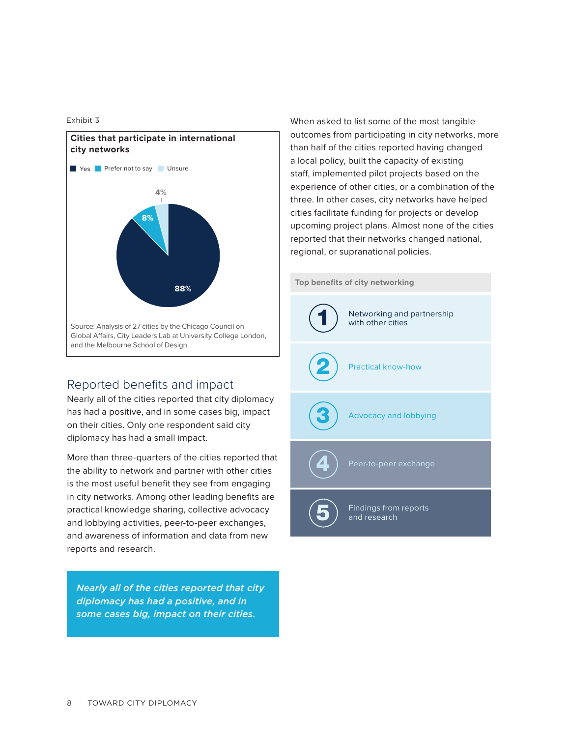Exhibit 3

**Cities that participate in international city networks**

Yes | Prefer not to say | Unsure

88% | 8% | 4%

Source: Analysis of 27 cities by the Chicago Council on Global Affairs, City Leaders Lab at University College London, and the Melbourne School of Design

## Reported benefits and impact

Nearly all of the cities reported that city diplomacy has had a positive, and in some cases big, impact on their cities. Only one respondent said city diplomacy has had a small impact.

More than three-quarters of the cities reported that the ability to network and partner with other cities is the most useful benefit they see from engaging in city networks. Among other leading benefits are practical knowledge sharing, collective advocacy and lobbying activities, peer-to-peer exchanges, and awareness of information and data from new reports and research.

*Nearly all of the cities reported that city diplomacy has had a positive, and in some cases big, impact on their cities.*

When asked to list some of the most tangible outcomes from participating in city networks, more than half of the cities reported having changed a local policy, built the capacity of existing staff, implemented pilot projects based on the experience of other cities, or a combination of the three. In other cases, city networks have helped cities facilitate funding for projects or develop upcoming project plans. Almost none of the cities reported that their networks changed national, regional, or supranational policies.

**Top benefits of city networking**

1. Networking and partnership with other cities
2. Practical know-how
3. Advocacy and lobbying
4. Peer-to-peer exchange
5. Findings from reports and research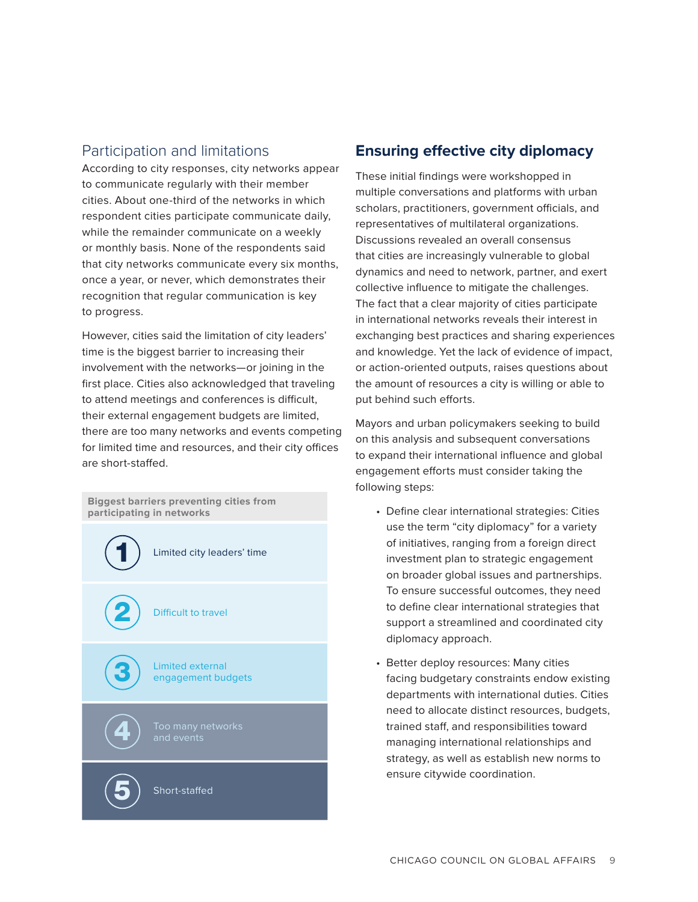## Participation and limitations

According to city responses, city networks appear to communicate regularly with their member cities. About one-third of the networks in which respondent cities participate communicate daily, while the remainder communicate on a weekly or monthly basis. None of the respondents said that city networks communicate every six months, once a year, or never, which demonstrates their recognition that regular communication is key to progress.

However, cities said the limitation of city leaders' time is the biggest barrier to increasing their involvement with the networks—or joining in the first place. Cities also acknowledged that traveling to attend meetings and conferences is difficult, their external engagement budgets are limited, there are too many networks and events competing for limited time and resources, and their city offices are short-staffed.

**Biggest barriers preventing cities from participating in networks**

1. Limited city leaders' time
2. Difficult to travel
3. Limited external engagement budgets
4. Too many networks and events
5. Short-staffed

## Ensuring effective city diplomacy

These initial findings were workshopped in multiple conversations and platforms with urban scholars, practitioners, government officials, and representatives of multilateral organizations. Discussions revealed an overall consensus that cities are increasingly vulnerable to global dynamics and need to network, partner, and exert collective influence to mitigate the challenges. The fact that a clear majority of cities participate in international networks reveals their interest in exchanging best practices and sharing experiences and knowledge. Yet the lack of evidence of impact, or action-oriented outputs, raises questions about the amount of resources a city is willing or able to put behind such efforts.

Mayors and urban policymakers seeking to build on this analysis and subsequent conversations to expand their international influence and global engagement efforts must consider taking the following steps:

- Define clear international strategies: Cities use the term "city diplomacy" for a variety of initiatives, ranging from a foreign direct investment plan to strategic engagement on broader global issues and partnerships. To ensure successful outcomes, they need to define clear international strategies that support a streamlined and coordinated city diplomacy approach.
- Better deploy resources: Many cities facing budgetary constraints endow existing departments with international duties. Cities need to allocate distinct resources, budgets, trained staff, and responsibilities toward managing international relationships and strategy, as well as establish new norms to ensure citywide coordination.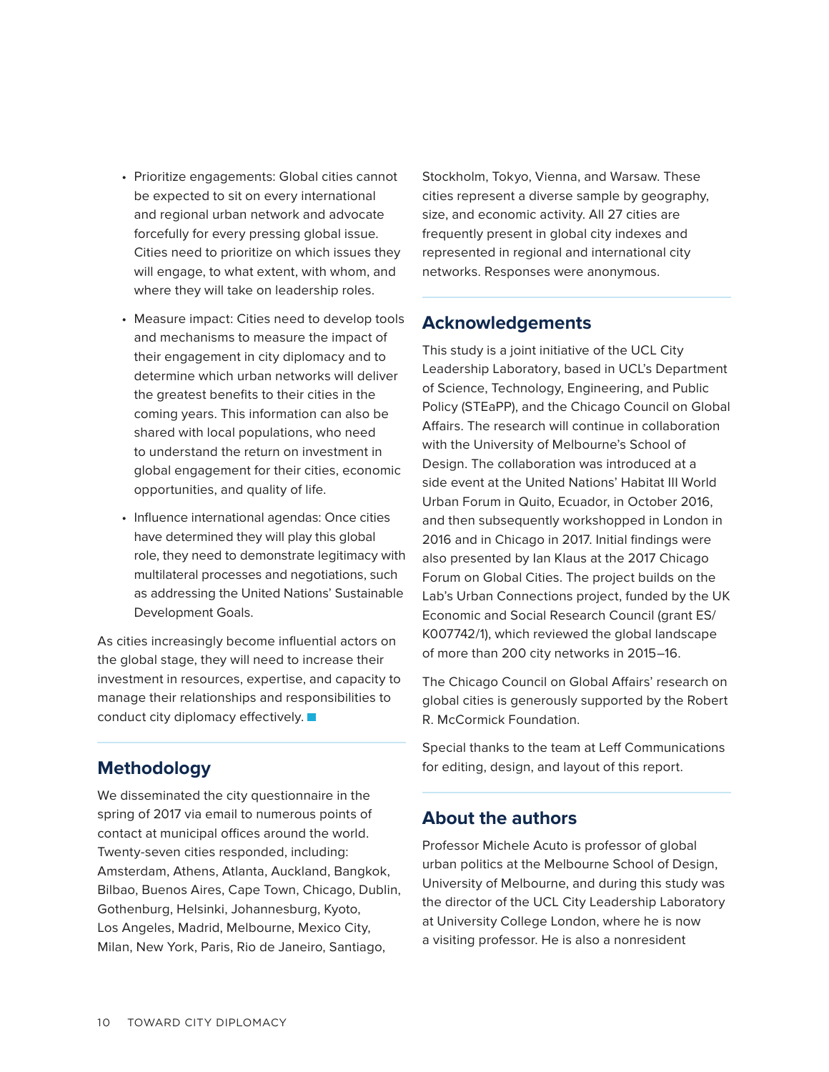- Prioritize engagements: Global cities cannot be expected to sit on every international and regional urban network and advocate forcefully for every pressing global issue. Cities need to prioritize on which issues they will engage, to what extent, with whom, and where they will take on leadership roles.
- Measure impact: Cities need to develop tools and mechanisms to measure the impact of their engagement in city diplomacy and to determine which urban networks will deliver the greatest benefits to their cities in the coming years. This information can also be shared with local populations, who need to understand the return on investment in global engagement for their cities, economic opportunities, and quality of life.
- Influence international agendas: Once cities have determined they will play this global role, they need to demonstrate legitimacy with multilateral processes and negotiations, such as addressing the United Nations' Sustainable Development Goals.

As cities increasingly become influential actors on the global stage, they will need to increase their investment in resources, expertise, and capacity to manage their relationships and responsibilities to conduct city diplomacy effectively.

## Methodology

We disseminated the city questionnaire in the spring of 2017 via email to numerous points of contact at municipal offices around the world. Twenty-seven cities responded, including: Amsterdam, Athens, Atlanta, Auckland, Bangkok, Bilbao, Buenos Aires, Cape Town, Chicago, Dublin, Gothenburg, Helsinki, Johannesburg, Kyoto, Los Angeles, Madrid, Melbourne, Mexico City, Milan, New York, Paris, Rio de Janeiro, Santiago, Stockholm, Tokyo, Vienna, and Warsaw. These cities represent a diverse sample by geography, size, and economic activity. All 27 cities are frequently present in global city indexes and represented in regional and international city networks. Responses were anonymous.

## Acknowledgements

This study is a joint initiative of the UCL City Leadership Laboratory, based in UCL's Department of Science, Technology, Engineering, and Public Policy (STEaPP), and the Chicago Council on Global Affairs. The research will continue in collaboration with the University of Melbourne's School of Design. The collaboration was introduced at a side event at the United Nations' Habitat III World Urban Forum in Quito, Ecuador, in October 2016, and then subsequently workshopped in London in 2016 and in Chicago in 2017. Initial findings were also presented by Ian Klaus at the 2017 Chicago Forum on Global Cities. The project builds on the Lab's Urban Connections project, funded by the UK Economic and Social Research Council (grant ES/K007742/1), which reviewed the global landscape of more than 200 city networks in 2015–16.

The Chicago Council on Global Affairs' research on global cities is generously supported by the Robert R. McCormick Foundation.

Special thanks to the team at Leff Communications for editing, design, and layout of this report.

## About the authors

Professor Michele Acuto is professor of global urban politics at the Melbourne School of Design, University of Melbourne, and during this study was the director of the UCL City Leadership Laboratory at University College London, where he is now a visiting professor. He is also a nonresident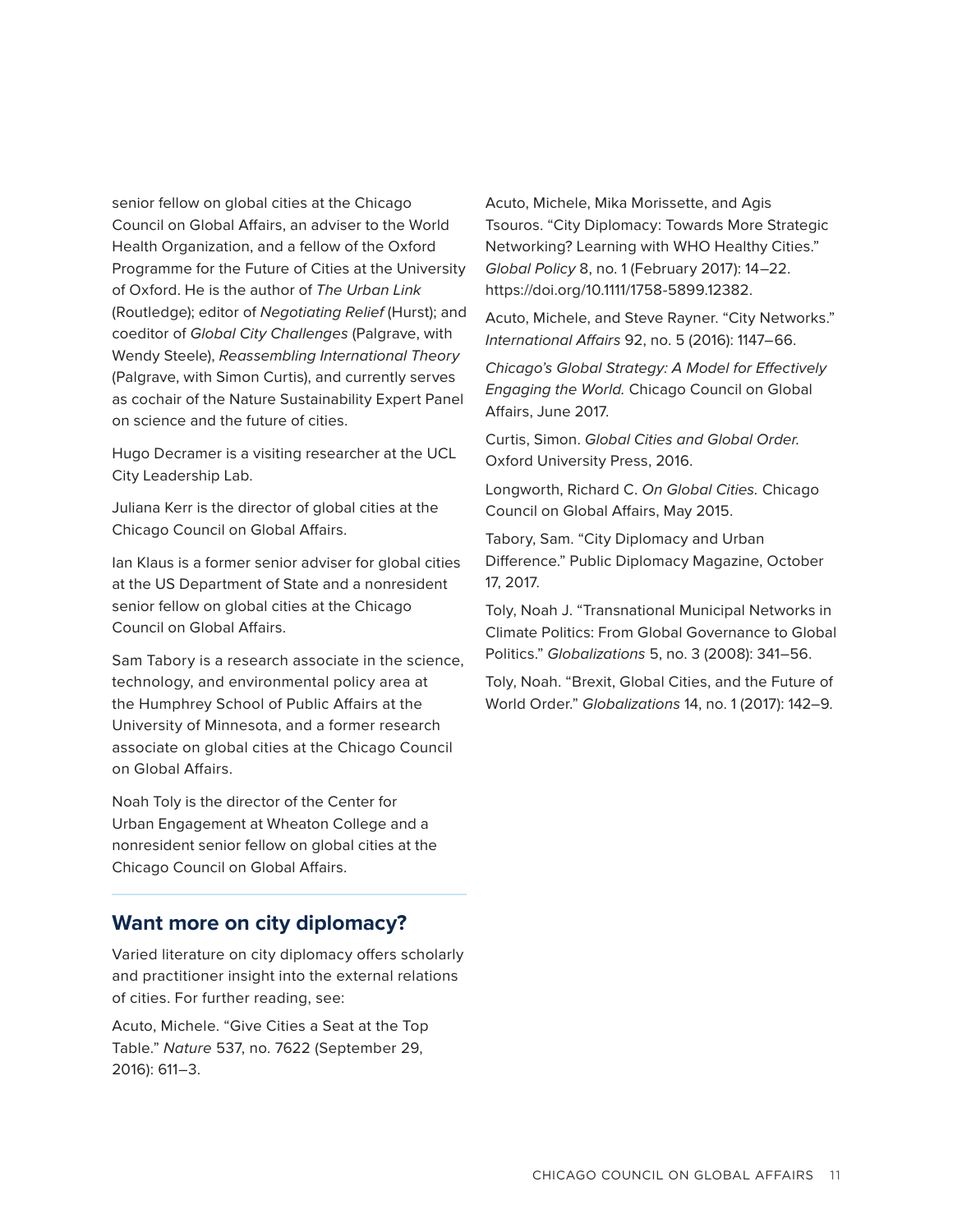senior fellow on global cities at the Chicago Council on Global Affairs, an adviser to the World Health Organization, and a fellow of the Oxford Programme for the Future of Cities at the University of Oxford. He is the author of *The Urban Link* (Routledge); editor of *Negotiating Relief* (Hurst); and coeditor of *Global City Challenges* (Palgrave, with Wendy Steele), *Reassembling International Theory* (Palgrave, with Simon Curtis), and currently serves as cochair of the Nature Sustainability Expert Panel on science and the future of cities.

Hugo Decramer is a visiting researcher at the UCL City Leadership Lab.

Juliana Kerr is the director of global cities at the Chicago Council on Global Affairs.

Ian Klaus is a former senior adviser for global cities at the US Department of State and a nonresident senior fellow on global cities at the Chicago Council on Global Affairs.

Sam Tabory is a research associate in the science, technology, and environmental policy area at the Humphrey School of Public Affairs at the University of Minnesota, and a former research associate on global cities at the Chicago Council on Global Affairs.

Noah Toly is the director of the Center for Urban Engagement at Wheaton College and a nonresident senior fellow on global cities at the Chicago Council on Global Affairs.

## Want more on city diplomacy?

Varied literature on city diplomacy offers scholarly and practitioner insight into the external relations of cities. For further reading, see:

Acuto, Michele. "Give Cities a Seat at the Top Table." *Nature* 537, no. 7622 (September 29, 2016): 611–3.

Acuto, Michele, Mika Morissette, and Agis Tsouros. "City Diplomacy: Towards More Strategic Networking? Learning with WHO Healthy Cities." *Global Policy* 8, no. 1 (February 2017): 14–22. https://doi.org/10.1111/1758-5899.12382.

Acuto, Michele, and Steve Rayner. "City Networks." *International Affairs* 92, no. 5 (2016): 1147–66.

*Chicago's Global Strategy: A Model for Effectively Engaging the World.* Chicago Council on Global Affairs, June 2017.

Curtis, Simon. *Global Cities and Global Order.* Oxford University Press, 2016.

Longworth, Richard C. *On Global Cities.* Chicago Council on Global Affairs, May 2015.

Tabory, Sam. "City Diplomacy and Urban Difference." Public Diplomacy Magazine, October 17, 2017.

Toly, Noah J. "Transnational Municipal Networks in Climate Politics: From Global Governance to Global Politics." *Globalizations* 5, no. 3 (2008): 341–56.

Toly, Noah. "Brexit, Global Cities, and the Future of World Order." *Globalizations* 14, no. 1 (2017): 142–9.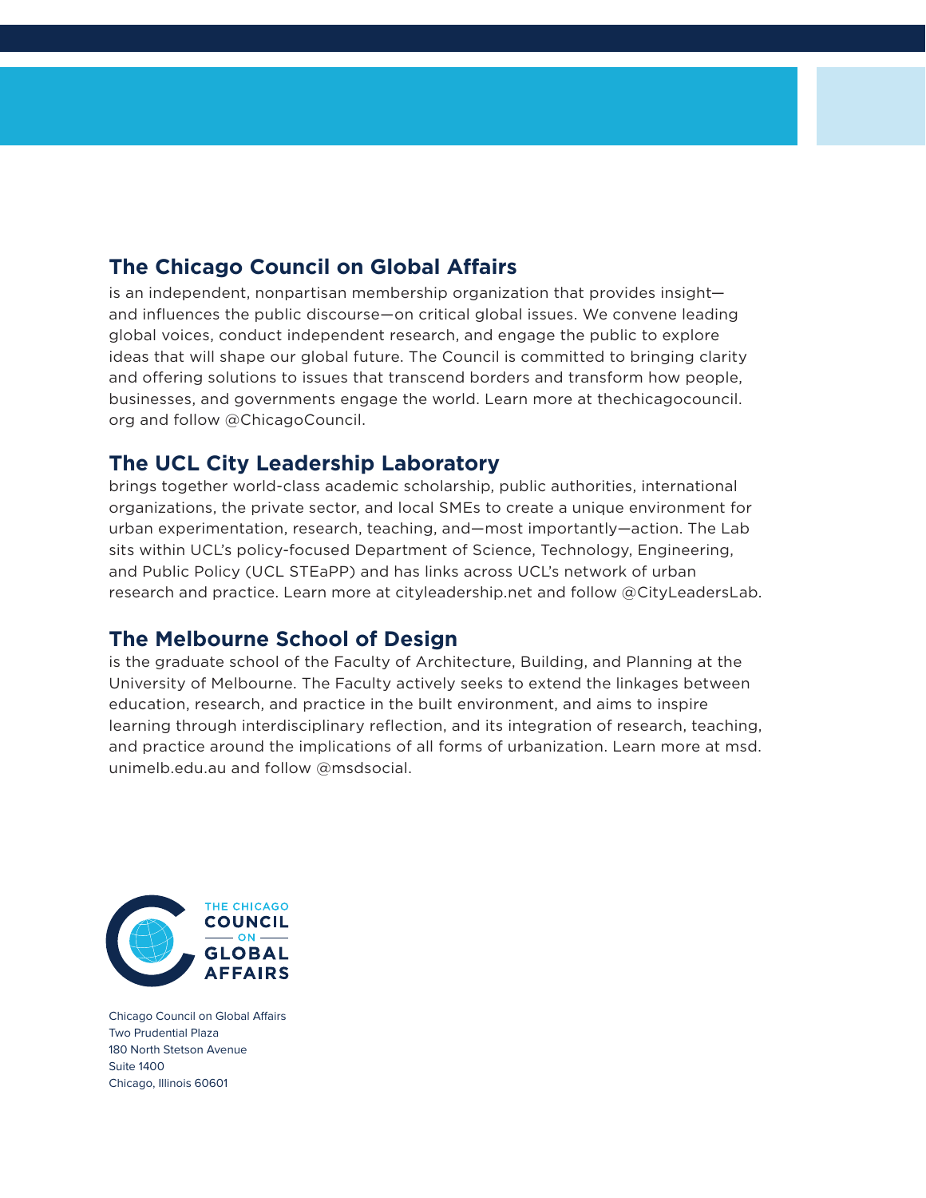## The Chicago Council on Global Affairs

is an independent, nonpartisan membership organization that provides insight—and influences the public discourse—on critical global issues. We convene leading global voices, conduct independent research, and engage the public to explore ideas that will shape our global future. The Council is committed to bringing clarity and offering solutions to issues that transcend borders and transform how people, businesses, and governments engage the world. Learn more at thechicagocouncil.org and follow @ChicagoCouncil.

## The UCL City Leadership Laboratory

brings together world-class academic scholarship, public authorities, international organizations, the private sector, and local SMEs to create a unique environment for urban experimentation, research, teaching, and—most importantly—action. The Lab sits within UCL's policy-focused Department of Science, Technology, Engineering, and Public Policy (UCL STEaPP) and has links across UCL's network of urban research and practice. Learn more at cityleadership.net and follow @CityLeadersLab.

## The Melbourne School of Design

is the graduate school of the Faculty of Architecture, Building, and Planning at the University of Melbourne. The Faculty actively seeks to extend the linkages between education, research, and practice in the built environment, and aims to inspire learning through interdisciplinary reflection, and its integration of research, teaching, and practice around the implications of all forms of urbanization. Learn more at msd.unimelb.edu.au and follow @msdsocial.

THE CHICAGO COUNCIL ON GLOBAL AFFAIRS

Chicago Council on Global Affairs
Two Prudential Plaza
180 North Stetson Avenue
Suite 1400
Chicago, Illinois 60601